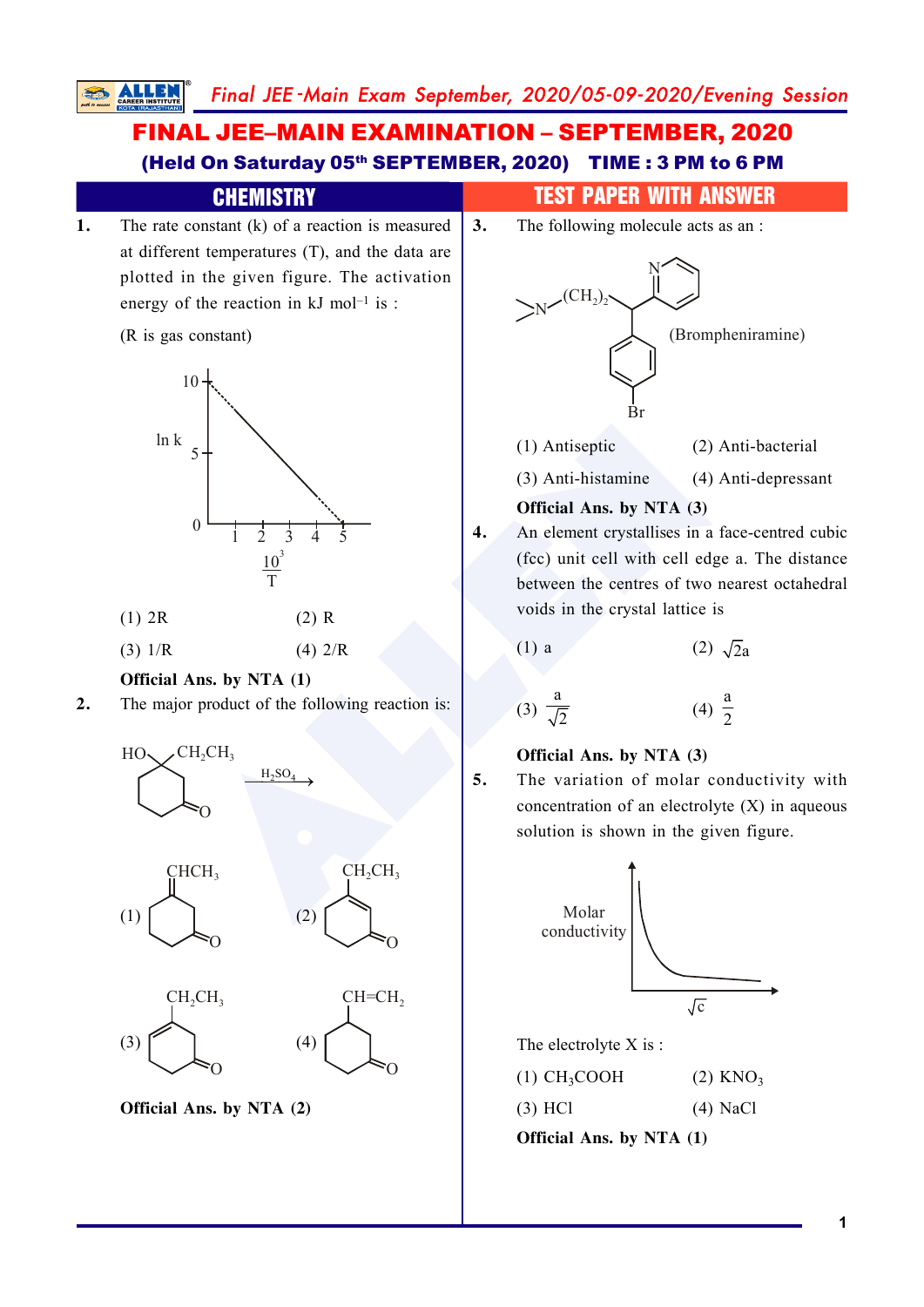# FINAL JEE–MAIN EXAMINATION – SEPTEMBER, 2020

**(Held On Saturday 05th SEPTEMBER, 2020) TIME : 3 PM to 6 PM**

## CHEMISTRY — TEST PAPER WITH ANSWER

**1.** The rate constant (k) of a reaction is measured at different temperatures (T), and the data are plotted in the given figure. The activation energy of the reaction in kJ $mol^{-1}$ is :

(R is gas constant)

(1) 2R (2) R

(3) 1/R (4) 2/R

**Official Ans. by NTA (1)**

**2.** The major product of the following reaction is:

(1) (2)

(3) (4)

**Official Ans. by NTA (2)**

**3.** The following molecule acts as an :

(Brompheniramine)

(1) Antiseptic (2) Anti-bacterial

(3) Anti-histamine (4) Anti-depressant

**Official Ans. by NTA (3)**

**4.** An element crystallises in a face-centred cubic (fcc) unit cell with cell edge a. The distance between the centres of two nearest octahedral voids in the crystal lattice is

(1) a (2) $\sqrt{2}a$

(3) $\frac{a}{\sqrt{2}}$ (4) $\frac{a}{2}$

**Official Ans. by NTA (3)**

**5.** The variation of molar conductivity with concentration of an electrolyte (X) in aqueous solution is shown in the given figure.

The electrolyte X is :

(1) $CH_3COOH$ (2) $KNO_3$

(3) HCl (4) NaCl

**Official Ans. by NTA (1)**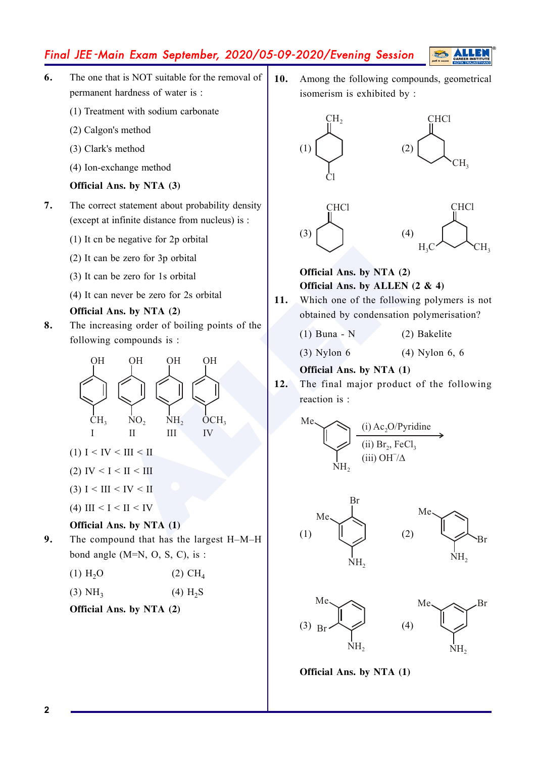**6.** The one that is NOT suitable for the removal of permanent hardness of water is :

(1) Treatment with sodium carbonate

(2) Calgon's method

(3) Clark's method

(4) Ion-exchange method

**Official Ans. by NTA (3)**

**7.** The correct statement about probability density (except at infinite distance from nucleus) is :

(1) It cn be negative for 2p orbital

(2) It can be zero for 3p orbital

(3) It can be zero for 1s orbital

(4) It can never be zero for 2s orbital

**Official Ans. by NTA (2)**

**8.** The increasing order of boiling points of the following compounds is :

OH-C6H4-$CH_3$ (I), OH-C6H4-$NO_2$ (II), OH-C6H4-$NH_2$ (III), OH-C6H4-$OCH_3$ (IV)

(1) I < IV < III < II

(2) IV < I < II < III

(3) I < III < IV < II

(4) III < I < II < IV

**Official Ans. by NTA (1)**

**9.** The compound that has the largest H–M–H bond angle (M=N, O, S, C), is :

(1) $H_2O$ (2) $CH_4$

(3) $NH_3$ (4) $H_2S$

**Official Ans. by NTA (2)**

**10.** Among the following compounds, geometrical isomerism is exhibited by :

(1) Methylenecyclohexane with Cl at para position ($=CH_2$, Cl)

(2) Cyclohexane with $=CHCl$ and adjacent $CH_3$

(3) Cyclohexane with $=CHCl$

(4) Cyclohexane with $=CHCl$ and $H_3C$, $CH_3$ at both meta positions

**Official Ans. by NTA (2)**
**Official Ans. by ALLEN (2 & 4)**

**11.** Which one of the following polymers is not obtained by condensation polymerisation?

(1) Buna - N (2) Bakelite

(3) Nylon 6 (4) Nylon 6, 6

**Official Ans. by NTA (1)**

**12.** The final major product of the following reaction is :

Me-C6H4-$NH_2$ (meta) $\xrightarrow[\text{(ii) } Br_2, FeCl_3 \text{ (iii) } OH^-/\Delta]{\text{(i) } Ac_2O/\text{Pyridine}}$

(1) Me, Br, $NH_2$ (Br para to $NH_2$)

(2) Me, Br, $NH_2$ (Br ortho to $NH_2$)

(3) Me, Br, $NH_2$ (Br ortho to $NH_2$, between)

(4) Me, Br, $NH_2$ (Br meta to $NH_2$)

**Official Ans. by NTA (1)**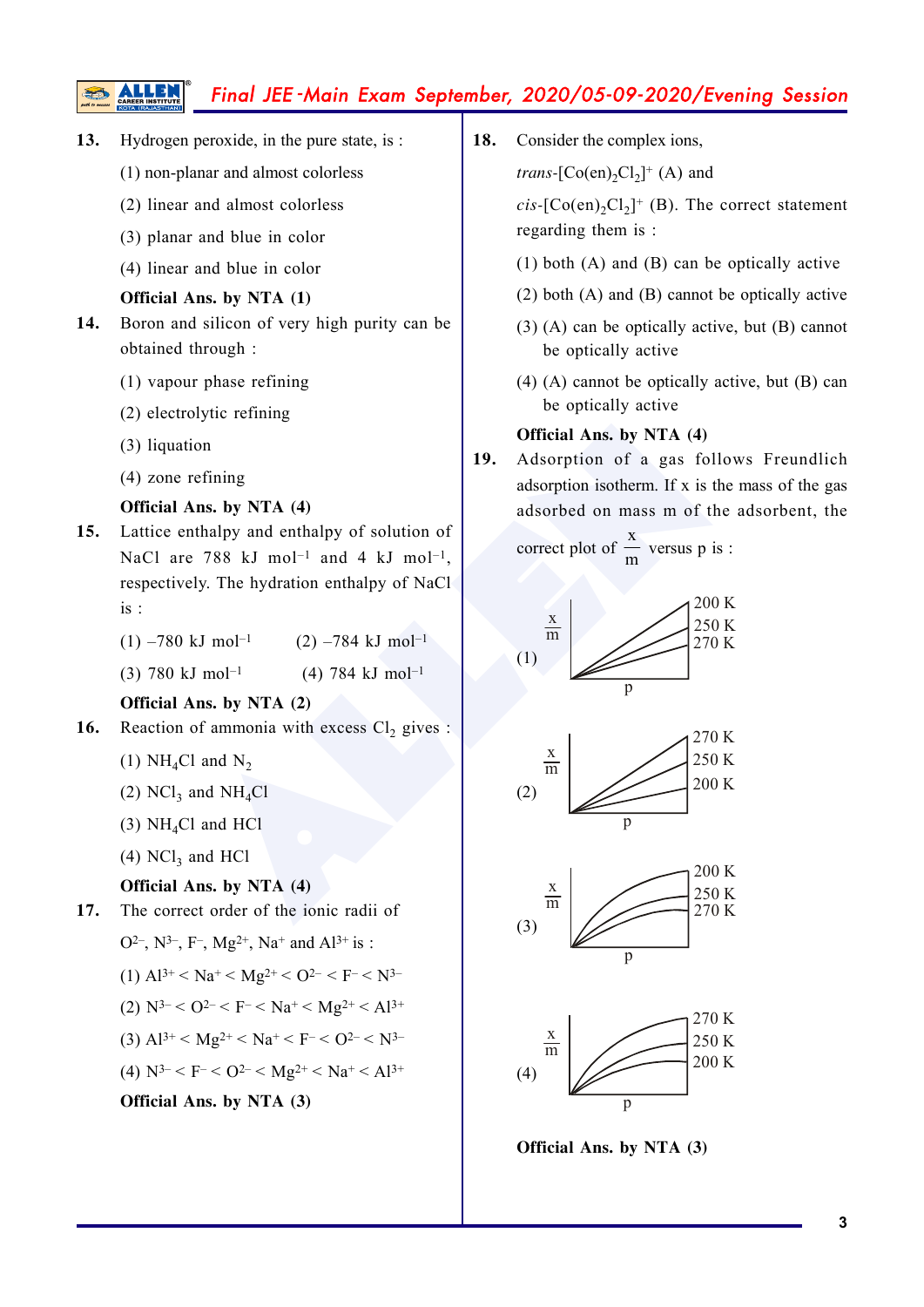**13.** Hydrogen peroxide, in the pure state, is :

(1) non-planar and almost colorless

(2) linear and almost colorless

(3) planar and blue in color

(4) linear and blue in color

**Official Ans. by NTA (1)**

**14.** Boron and silicon of very high purity can be obtained through :

(1) vapour phase refining

(2) electrolytic refining

(3) liquation

(4) zone refining

**Official Ans. by NTA (4)**

**15.** Lattice enthalpy and enthalpy of solution of NaCl are 788 kJ $mol^{-1}$ and 4 kJ $mol^{-1}$, respectively. The hydration enthalpy of NaCl is :

(1) –780 kJ $mol^{-1}$ (2) –784 kJ $mol^{-1}$

(3) 780 kJ $mol^{-1}$ (4) 784 kJ $mol^{-1}$

**Official Ans. by NTA (2)**

**16.** Reaction of ammonia with excess $Cl_2$ gives :

(1) $NH_4Cl$ and $N_2$

(2) $NCl_3$ and $NH_4Cl$

(3) $NH_4Cl$ and HCl

(4) $NCl_3$ and HCl

**Official Ans. by NTA (4)**

**17.** The correct order of the ionic radii of

$O^{2-}$, $N^{3-}$, $F^{-}$, $Mg^{2+}$, $Na^{+}$ and $Al^{3+}$ is :

(1) $Al^{3+} < Na^{+} < Mg^{2+} < O^{2-} < F^{-} < N^{3-}$

(2) $N^{3-} < O^{2-} < F^{-} < Na^{+} < Mg^{2+} < Al^{3+}$

(3) $Al^{3+} < Mg^{2+} < Na^{+} < F^{-} < O^{2-} < N^{3-}$

(4) $N^{3-} < F^{-} < O^{2-} < Mg^{2+} < Na^{+} < Al^{3+}$

**Official Ans. by NTA (3)**

**18.** Consider the complex ions,

*trans*-$[Co(en)_2Cl_2]^+$ (A) and

*cis*-$[Co(en)_2Cl_2]^+$ (B). The correct statement regarding them is :

(1) both (A) and (B) can be optically active

(2) both (A) and (B) cannot be optically active

(3) (A) can be optically active, but (B) cannot be optically active

(4) (A) cannot be optically active, but (B) can be optically active

**Official Ans. by NTA (4)**

**19.** Adsorption of a gas follows Freundlich adsorption isotherm. If x is the mass of the gas adsorbed on mass m of the adsorbent, the correct plot of $\frac{x}{m}$ versus p is :

(1) [Plot of $\frac{x}{m}$ vs p: straight lines, top to bottom labeled 200 K, 250 K, 270 K]

(2) [Plot of $\frac{x}{m}$ vs p: straight lines, top to bottom labeled 270 K, 250 K, 200 K]

(3) [Plot of $\frac{x}{m}$ vs p: curves, top to bottom labeled 200 K, 250 K, 270 K]

(4) [Plot of $\frac{x}{m}$ vs p: curves, top to bottom labeled 270 K, 250 K, 200 K]

**Official Ans. by NTA (3)**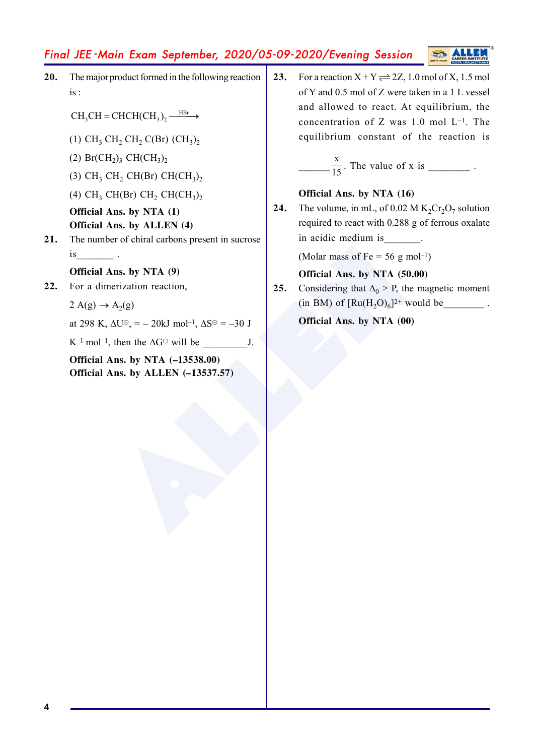**20.** The major product formed in the following reaction is :

$$CH_3CH = CHCH(CH_3)_2 \xrightarrow{HBr}$$

(1) $CH_3\ CH_2\ CH_2\ C(Br)\ (CH_3)_2$

(2) $Br(CH_2)_3\ CH(CH_3)_2$

(3) $CH_3\ CH_2\ CH(Br)\ CH(CH_3)_2$

(4) $CH_3\ CH(Br)\ CH_2\ CH(CH_3)_2$

**Official Ans. by NTA (1)**
**Official Ans. by ALLEN (4)**

**21.** The number of chiral carbons present in sucrose is_______ .

**Official Ans. by NTA (9)**

**22.** For a dimerization reaction,

$2\ A(g) \rightarrow A_2(g)$

at 298 K, $\Delta U^{\ominus}$, = – 20kJ mol$^{-1}$, $\Delta S^{\ominus}$ = –30 J K$^{-1}$ mol$^{-1}$, then the $\Delta G^{\ominus}$ will be _________J.

**Official Ans. by NTA (–13538.00)**
**Official Ans. by ALLEN (–13537.57)**

**23.** For a reaction $X + Y \rightleftharpoons 2Z$, 1.0 mol of X, 1.5 mol of Y and 0.5 mol of Z were taken in a 1 L vessel and allowed to react. At equilibrium, the concentration of Z was 1.0 mol L$^{-1}$. The equilibrium constant of the reaction is ______ $\frac{x}{15}$. The value of x is ________ .

**Official Ans. by NTA (16)**

**24.** The volume, in mL, of 0.02 M $K_2Cr_2O_7$ solution required to react with 0.288 g of ferrous oxalate in acidic medium is_______.

(Molar mass of Fe = 56 g mol$^{-1}$)

**Official Ans. by NTA (50.00)**

**25.** Considering that $\Delta_0 > P$, the magnetic moment (in BM) of $[Ru(H_2O)_6]^{2+}$ would be________ .

**Official Ans. by NTA (00)**